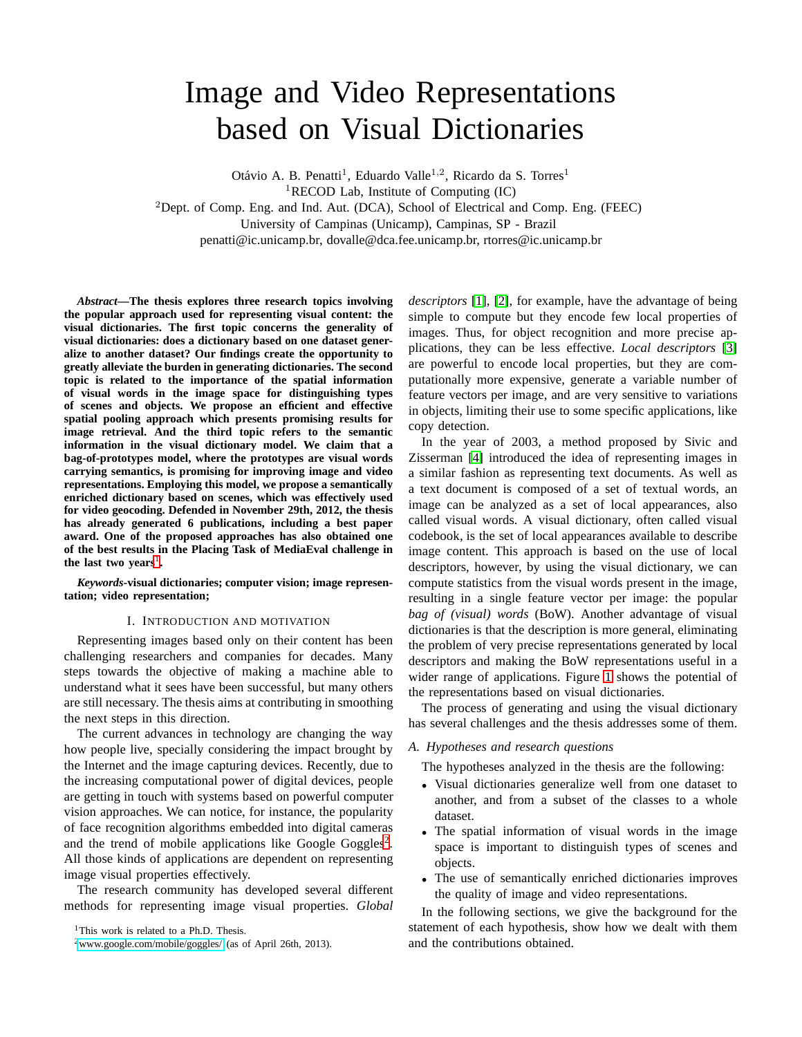# Image and Video Representations based on Visual Dictionaries

Otávio A. B. Penatti[1], Eduardo Valle[1,2], Ricardo da S. Torres[1]

[1]RECOD Lab, Institute of Computing (IC)

[2]Dept. of Comp. Eng. and Ind. Aut. (DCA), School of Electrical and Comp. Eng. (FEEC)

University of Campinas (Unicamp), Campinas, SP - Brazil

penatti@ic.unicamp.br, dovalle@dca.fee.unicamp.br, rtorres@ic.unicamp.br

***Abstract*—The thesis explores three research topics involving the popular approach used for representing visual content: the visual dictionaries. The first topic concerns the generality of visual dictionaries: does a dictionary based on one dataset generalize to another dataset? Our findings create the opportunity to greatly alleviate the burden in generating dictionaries. The second topic is related to the importance of the spatial information of visual words in the image space for distinguishing types of scenes and objects. We propose an efficient and effective spatial pooling approach which presents promising results for image retrieval. And the third topic refers to the semantic information in the visual dictionary model. We claim that a bag-of-prototypes model, where the prototypes are visual words carrying semantics, is promising for improving image and video representations. Employing this model, we propose a semantically enriched dictionary based on scenes, which was effectively used for video geocoding. Defended in November 29th, 2012, the thesis has already generated 6 publications, including a best paper award. One of the proposed approaches has also obtained one of the best results in the Placing Task of MediaEval challenge in the last two years[1].**

***Keywords*-visual dictionaries; computer vision; image representation; video representation;**

## I. Introduction and Motivation

Representing images based only on their content has been challenging researchers and companies for decades. Many steps towards the objective of making a machine able to understand what it sees have been successful, but many others are still necessary. The thesis aims at contributing in smoothing the next steps in this direction.

The current advances in technology are changing the way how people live, specially considering the impact brought by the Internet and the image capturing devices. Recently, due to the increasing computational power of digital devices, people are getting in touch with systems based on powerful computer vision approaches. We can notice, for instance, the popularity of face recognition algorithms embedded into digital cameras and the trend of mobile applications like Google Goggles[2]. All those kinds of applications are dependent on representing image visual properties effectively.

The research community has developed several different methods for representing image visual properties. *Global descriptors* [1], [2], for example, have the advantage of being simple to compute but they encode few local properties of images. Thus, for object recognition and more precise applications, they can be less effective. *Local descriptors* [3] are powerful to encode local properties, but they are computationally more expensive, generate a variable number of feature vectors per image, and are very sensitive to variations in objects, limiting their use to some specific applications, like copy detection.

In the year of 2003, a method proposed by Sivic and Zisserman [4] introduced the idea of representing images in a similar fashion as representing text documents. As well as a text document is composed of a set of textual words, an image can be analyzed as a set of local appearances, also called visual words. A visual dictionary, often called visual codebook, is the set of local appearances available to describe image content. This approach is based on the use of local descriptors, however, by using the visual dictionary, we can compute statistics from the visual words present in the image, resulting in a single feature vector per image: the popular *bag of (visual) words* (BoW). Another advantage of visual dictionaries is that the description is more general, eliminating the problem of very precise representations generated by local descriptors and making the BoW representations useful in a wider range of applications. Figure 1 shows the potential of the representations based on visual dictionaries.

The process of generating and using the visual dictionary has several challenges and the thesis addresses some of them.

### A. Hypotheses and research questions

The hypotheses analyzed in the thesis are the following:

- Visual dictionaries generalize well from one dataset to another, and from a subset of the classes to a whole dataset.
- The spatial information of visual words in the image space is important to distinguish types of scenes and objects.
- The use of semantically enriched dictionaries improves the quality of image and video representations.

In the following sections, we give the background for the statement of each hypothesis, show how we dealt with them and the contributions obtained.

[1]This work is related to a Ph.D. Thesis.

[2]www.google.com/mobile/goggles/ (as of April 26th, 2013).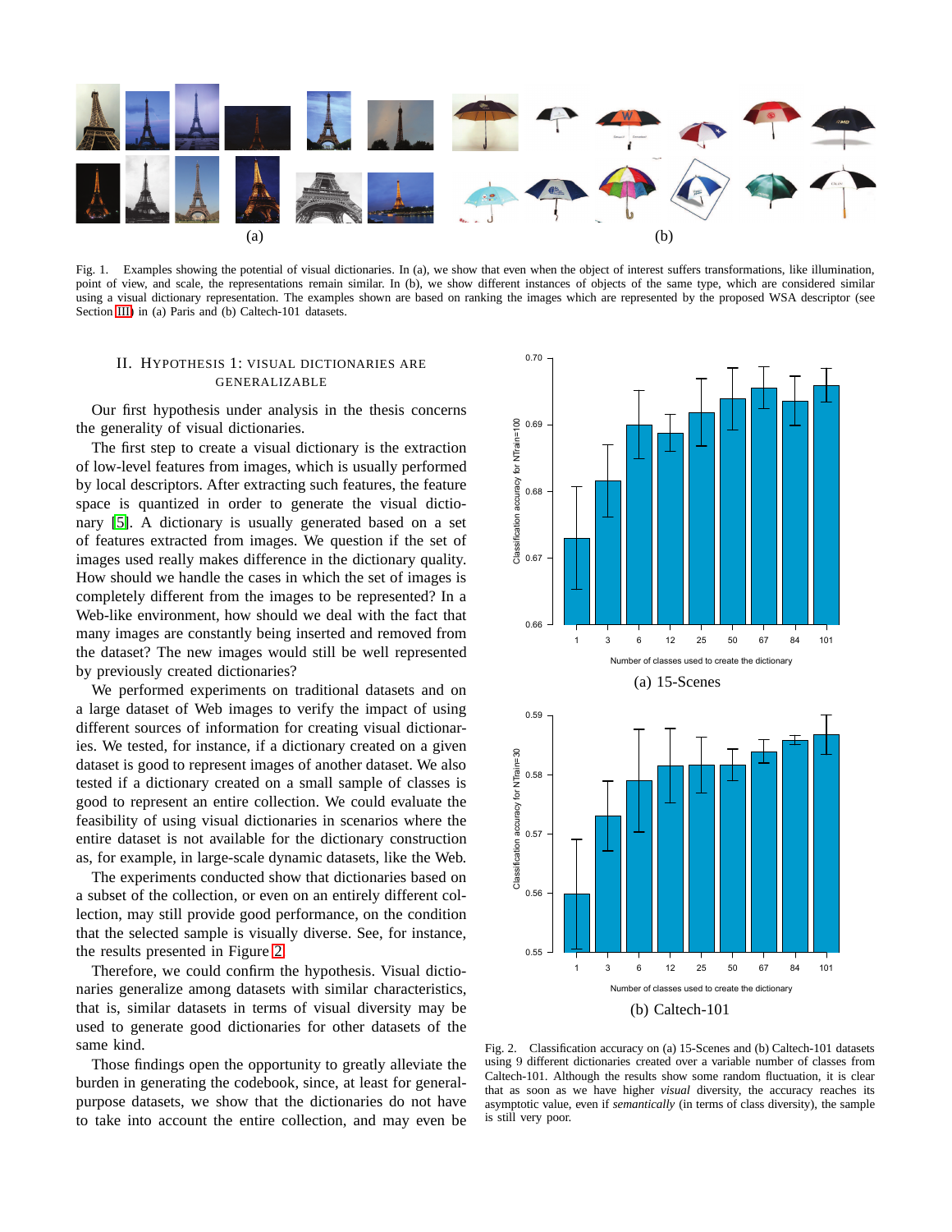Fig. 1. Examples showing the potential of visual dictionaries. In (a), we show that even when the object of interest suffers transformations, like illumination, point of view, and scale, the representations remain similar. In (b), we show different instances of objects of the same type, which are considered similar using a visual dictionary representation. The examples shown are based on ranking the images which are represented by the proposed WSA descriptor (see Section III) in (a) Paris and (b) Caltech-101 datasets.

## II. Hypothesis 1: Visual dictionaries are generalizable

Our first hypothesis under analysis in the thesis concerns the generality of visual dictionaries.

The first step to create a visual dictionary is the extraction of low-level features from images, which is usually performed by local descriptors. After extracting such features, the feature space is quantized in order to generate the visual dictionary [5]. A dictionary is usually generated based on a set of features extracted from images. We question if the set of images used really makes difference in the dictionary quality. How should we handle the cases in which the set of images is completely different from the images to be represented? In a Web-like environment, how should we deal with the fact that many images are constantly being inserted and removed from the dataset? The new images would still be well represented by previously created dictionaries?

We performed experiments on traditional datasets and on a large dataset of Web images to verify the impact of using different sources of information for creating visual dictionaries. We tested, for instance, if a dictionary created on a given dataset is good to represent images of another dataset. We also tested if a dictionary created on a small sample of classes is good to represent an entire collection. We could evaluate the feasibility of using visual dictionaries in scenarios where the entire dataset is not available for the dictionary construction as, for example, in large-scale dynamic datasets, like the Web.

The experiments conducted show that dictionaries based on a subset of the collection, or even on an entirely different collection, may still provide good performance, on the condition that the selected sample is visually diverse. See, for instance, the results presented in Figure 2.

Therefore, we could confirm the hypothesis. Visual dictionaries generalize among datasets with similar characteristics, that is, similar datasets in terms of visual diversity may be used to generate good dictionaries for other datasets of the same kind.

Those findings open the opportunity to greatly alleviate the burden in generating the codebook, since, at least for general-purpose datasets, we show that the dictionaries do not have to take into account the entire collection, and may even be

(a) 15-Scenes

(b) Caltech-101

Fig. 2. Classification accuracy on (a) 15-Scenes and (b) Caltech-101 datasets using 9 different dictionaries created over a variable number of classes from Caltech-101. Although the results show some random fluctuation, it is clear that as soon as we have higher *visual* diversity, the accuracy reaches its asymptotic value, even if *semantically* (in terms of class diversity), the sample is still very poor.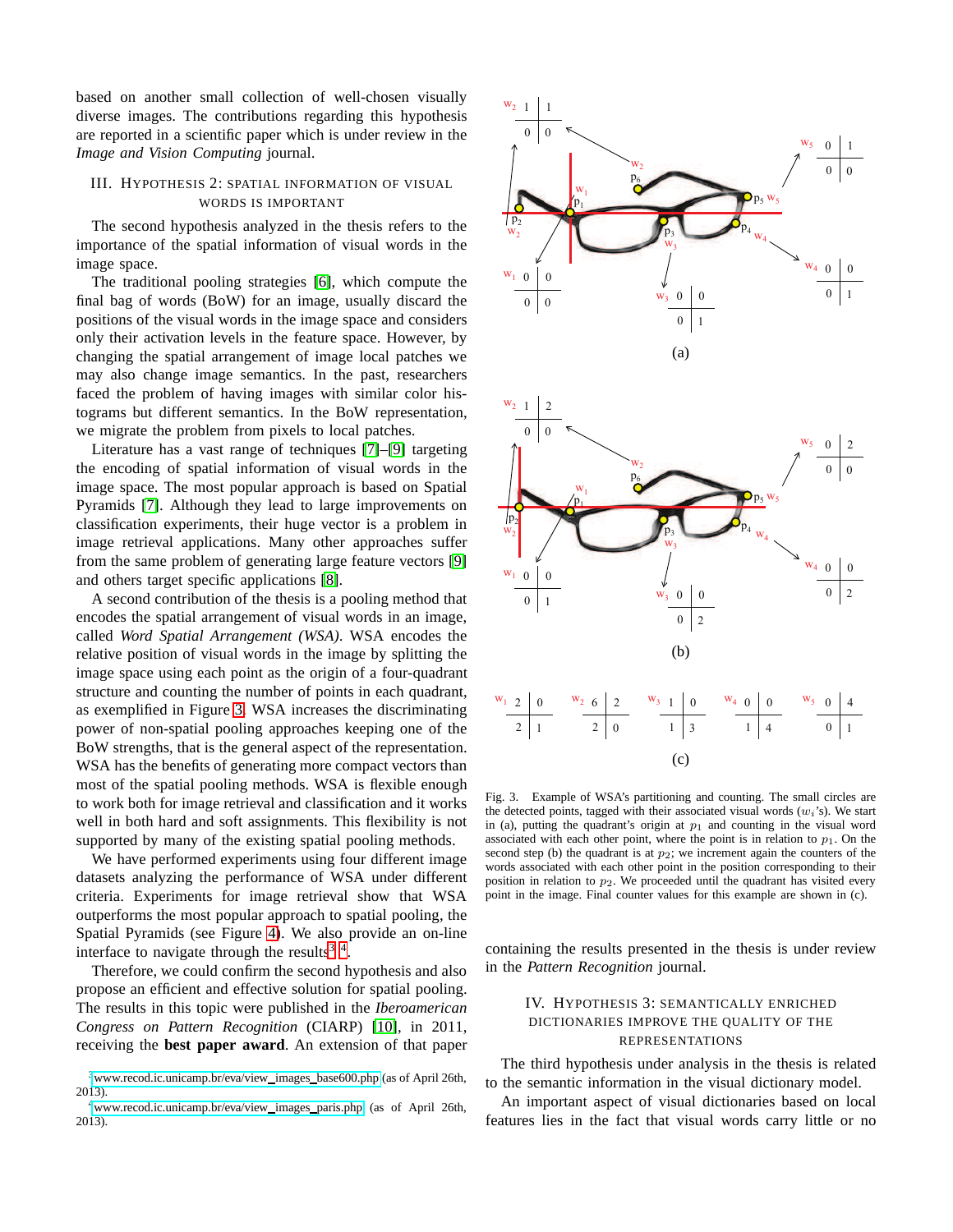based on another small collection of well-chosen visually diverse images. The contributions regarding this hypothesis are reported in a scientific paper which is under review in the *Image and Vision Computing* journal.

## III. Hypothesis 2: Spatial Information of Visual Words is Important

The second hypothesis analyzed in the thesis refers to the importance of the spatial information of visual words in the image space.

The traditional pooling strategies [6], which compute the final bag of words (BoW) for an image, usually discard the positions of the visual words in the image space and considers only their activation levels in the feature space. However, by changing the spatial arrangement of image local patches we may also change image semantics. In the past, researchers faced the problem of having images with similar color histograms but different semantics. In the BoW representation, we migrate the problem from pixels to local patches.

Literature has a vast range of techniques [7]–[9] targeting the encoding of spatial information of visual words in the image space. The most popular approach is based on Spatial Pyramids [7]. Although they lead to large improvements on classification experiments, their huge vector is a problem in image retrieval applications. Many other approaches suffer from the same problem of generating large feature vectors [9] and others target specific applications [8].

A second contribution of the thesis is a pooling method that encodes the spatial arrangement of visual words in an image, called *Word Spatial Arrangement (WSA)*. WSA encodes the relative position of visual words in the image by splitting the image space using each point as the origin of a four-quadrant structure and counting the number of points in each quadrant, as exemplified in Figure 3. WSA increases the discriminating power of non-spatial pooling approaches keeping one of the BoW strengths, that is the general aspect of the representation. WSA has the benefits of generating more compact vectors than most of the spatial pooling methods. WSA is flexible enough to work both for image retrieval and classification and it works well in both hard and soft assignments. This flexibility is not supported by many of the existing spatial pooling methods.

We have performed experiments using four different image datasets analyzing the performance of WSA under different criteria. Experiments for image retrieval show that WSA outperforms the most popular approach to spatial pooling, the Spatial Pyramids (see Figure 4). We also provide an on-line interface to navigate through the results[3],[4].

Therefore, we could confirm the second hypothesis and also propose an efficient and effective solution for spatial pooling. The results in this topic were published in the *Iberoamerican Congress on Pattern Recognition* (CIARP) [10], in 2011, receiving the **best paper award**. An extension of that paper containing the results presented in the thesis is under review in the *Pattern Recognition* journal.

Fig. 3. Example of WSA's partitioning and counting. The small circles are the detected points, tagged with their associated visual words ($w_i$'s). We start in (a), putting the quadrant's origin at $p_1$ and counting in the visual word associated with each other point, where the point is in relation to $p_1$. On the second step (b) the quadrant is at $p_2$; we increment again the counters of the words associated with each other point in the position corresponding to their position in relation to $p_2$. We proceeded until the quadrant has visited every point in the image. Final counter values for this example are shown in (c).

## IV. Hypothesis 3: Semantically Enriched Dictionaries Improve the Quality of the Representations

The third hypothesis under analysis in the thesis is related to the semantic information in the visual dictionary model.

An important aspect of visual dictionaries based on local features lies in the fact that visual words carry little or no

[3] www.recod.ic.unicamp.br/eva/view_images_base600.php (as of April 26th, 2013).

[4] www.recod.ic.unicamp.br/eva/view_images_paris.php (as of April 26th, 2013).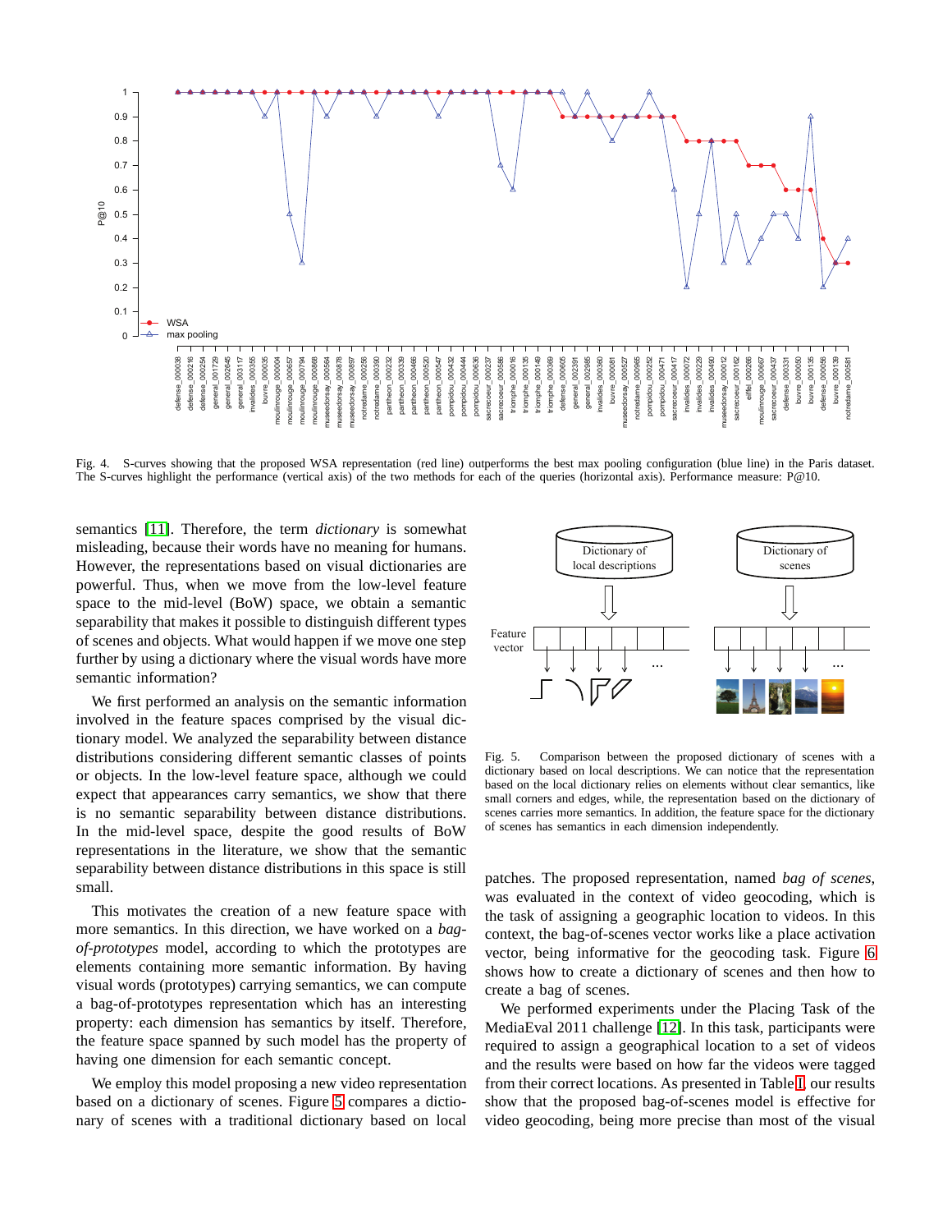Fig. 4. S-curves showing that the proposed WSA representation (red line) outperforms the best max pooling configuration (blue line) in the Paris dataset. The S-curves highlight the performance (vertical axis) of the two methods for each of the queries (horizontal axis). Performance measure: P@10.

semantics [11]. Therefore, the term *dictionary* is somewhat misleading, because their words have no meaning for humans. However, the representations based on visual dictionaries are powerful. Thus, when we move from the low-level feature space to the mid-level (BoW) space, we obtain a semantic separability that makes it possible to distinguish different types of scenes and objects. What would happen if we move one step further by using a dictionary where the visual words have more semantic information?

We first performed an analysis on the semantic information involved in the feature spaces comprised by the visual dictionary model. We analyzed the separability between distance distributions considering different semantic classes of points or objects. In the low-level feature space, although we could expect that appearances carry semantics, we show that there is no semantic separability between distance distributions. In the mid-level space, despite the good results of BoW representations in the literature, we show that the semantic separability between distance distributions in this space is still small.

This motivates the creation of a new feature space with more semantics. In this direction, we have worked on a *bag-of-prototypes* model, according to which the prototypes are elements containing more semantic information. By having visual words (prototypes) carrying semantics, we can compute a bag-of-prototypes representation which has an interesting property: each dimension has semantics by itself. Therefore, the feature space spanned by such model has the property of having one dimension for each semantic concept.

We employ this model proposing a new video representation based on a dictionary of scenes. Figure 5 compares a dictionary of scenes with a traditional dictionary based on local patches. The proposed representation, named *bag of scenes*, was evaluated in the context of video geocoding, which is the task of assigning a geographic location to videos. In this context, the bag-of-scenes vector works like a place activation vector, being informative for the geocoding task. Figure 6 shows how to create a dictionary of scenes and then how to create a bag of scenes.

Fig. 5. Comparison between the proposed dictionary of scenes with a dictionary based on local descriptions. We can notice that the representation based on the local dictionary relies on elements without clear semantics, like small corners and edges, while, the representation based on the dictionary of scenes carries more semantics. In addition, the feature space for the dictionary of scenes has semantics in each dimension independently.

We performed experiments under the Placing Task of the MediaEval 2011 challenge [12]. In this task, participants were required to assign a geographical location to a set of videos and the results were based on how far the videos were tagged from their correct locations. As presented in Table I, our results show that the proposed bag-of-scenes model is effective for video geocoding, being more precise than most of the visual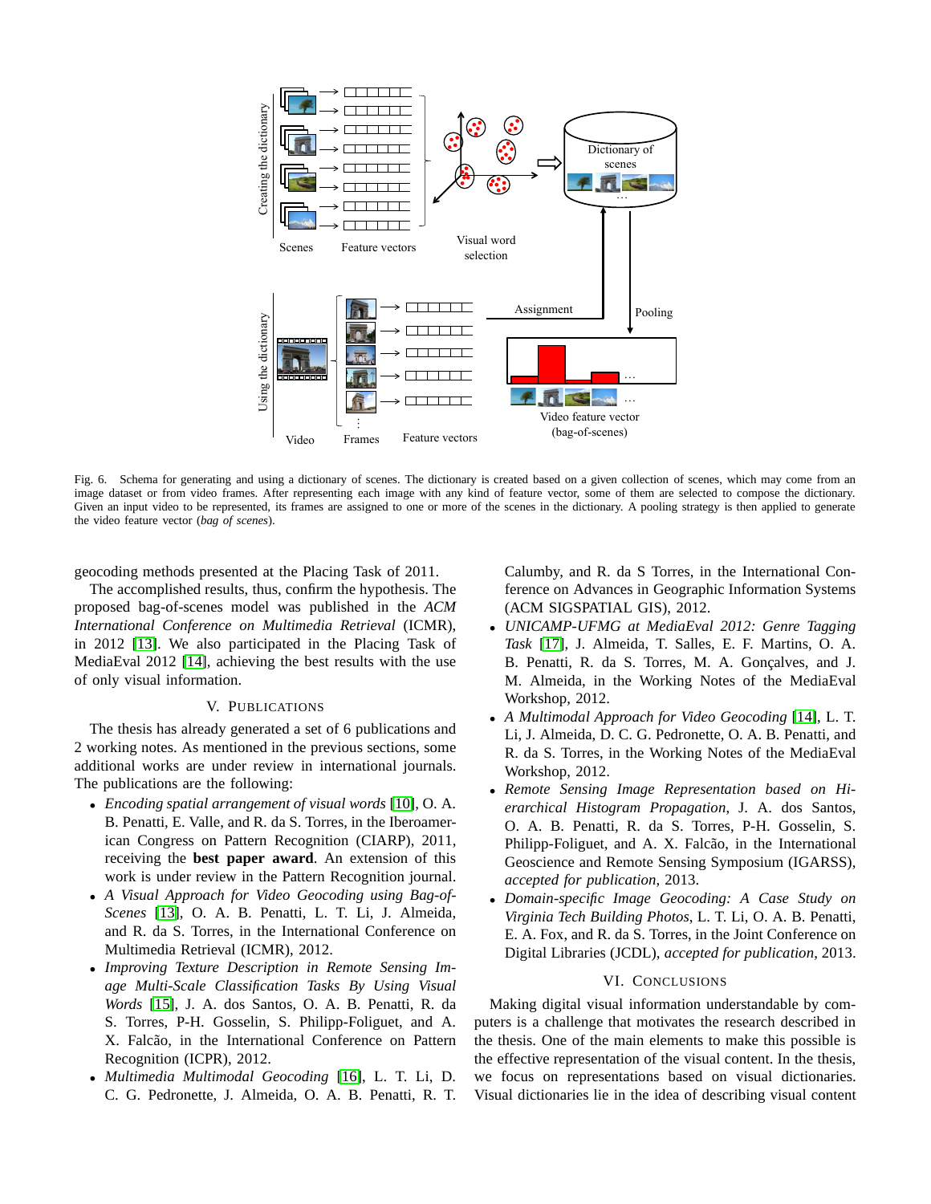Fig. 6. Schema for generating and using a dictionary of scenes. The dictionary is created based on a given collection of scenes, which may come from an image dataset or from video frames. After representing each image with any kind of feature vector, some of them are selected to compose the dictionary. Given an input video to be represented, its frames are assigned to one or more of the scenes in the dictionary. A pooling strategy is then applied to generate the video feature vector (*bag of scenes*).

geocoding methods presented at the Placing Task of 2011.

The accomplished results, thus, confirm the hypothesis. The proposed bag-of-scenes model was published in the *ACM International Conference on Multimedia Retrieval* (ICMR), in 2012 [13]. We also participated in the Placing Task of MediaEval 2012 [14], achieving the best results with the use of only visual information.

## V. Publications

The thesis has already generated a set of 6 publications and 2 working notes. As mentioned in the previous sections, some additional works are under review in international journals. The publications are the following:

- *Encoding spatial arrangement of visual words* [10], O. A. B. Penatti, E. Valle, and R. da S. Torres, in the Iberoamerican Congress on Pattern Recognition (CIARP), 2011, receiving the **best paper award**. An extension of this work is under review in the Pattern Recognition journal.
- *A Visual Approach for Video Geocoding using Bag-of-Scenes* [13], O. A. B. Penatti, L. T. Li, J. Almeida, and R. da S. Torres, in the International Conference on Multimedia Retrieval (ICMR), 2012.
- *Improving Texture Description in Remote Sensing Image Multi-Scale Classification Tasks By Using Visual Words* [15], J. A. dos Santos, O. A. B. Penatti, R. da S. Torres, P-H. Gosselin, S. Philipp-Foliguet, and A. X. Falcão, in the International Conference on Pattern Recognition (ICPR), 2012.
- *Multimedia Multimodal Geocoding* [16], L. T. Li, D. C. G. Pedronette, J. Almeida, O. A. B. Penatti, R. T. Calumby, and R. da S Torres, in the International Conference on Advances in Geographic Information Systems (ACM SIGSPATIAL GIS), 2012.
- *UNICAMP-UFMG at MediaEval 2012: Genre Tagging Task* [17], J. Almeida, T. Salles, E. F. Martins, O. A. B. Penatti, R. da S. Torres, M. A. Gonçalves, and J. M. Almeida, in the Working Notes of the MediaEval Workshop, 2012.
- *A Multimodal Approach for Video Geocoding* [14], L. T. Li, J. Almeida, D. C. G. Pedronette, O. A. B. Penatti, and R. da S. Torres, in the Working Notes of the MediaEval Workshop, 2012.
- *Remote Sensing Image Representation based on Hierarchical Histogram Propagation*, J. A. dos Santos, O. A. B. Penatti, R. da S. Torres, P-H. Gosselin, S. Philipp-Foliguet, and A. X. Falcão, in the International Geoscience and Remote Sensing Symposium (IGARSS), *accepted for publication*, 2013.
- *Domain-specific Image Geocoding: A Case Study on Virginia Tech Building Photos*, L. T. Li, O. A. B. Penatti, E. A. Fox, and R. da S. Torres, in the Joint Conference on Digital Libraries (JCDL), *accepted for publication*, 2013.

## VI. Conclusions

Making digital visual information understandable by computers is a challenge that motivates the research described in the thesis. One of the main elements to make this possible is the effective representation of the visual content. In the thesis, we focus on representations based on visual dictionaries. Visual dictionaries lie in the idea of describing visual content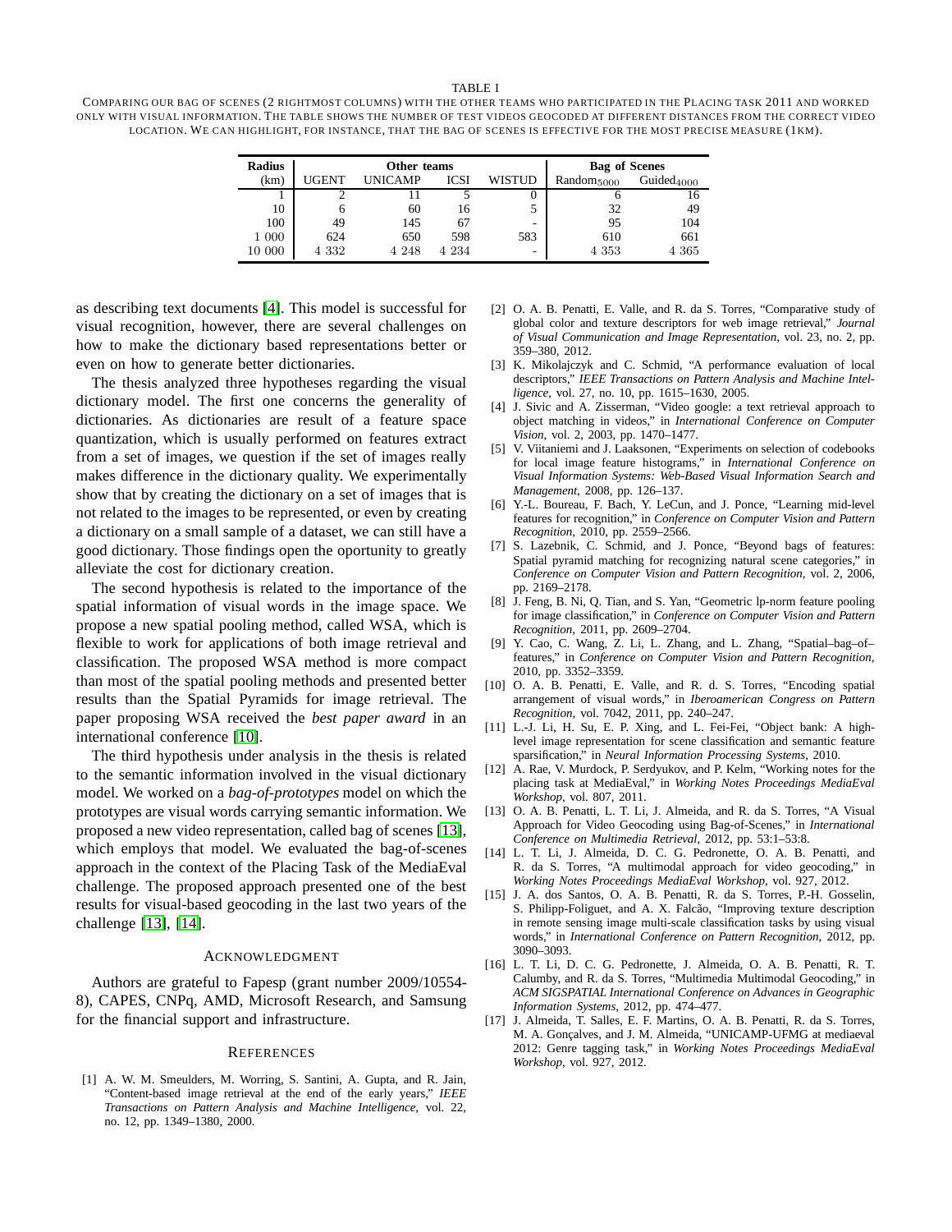TABLE I

COMPARING OUR BAG OF SCENES (2 RIGHTMOST COLUMNS) WITH THE OTHER TEAMS WHO PARTICIPATED IN THE PLACING TASK 2011 AND WORKED ONLY WITH VISUAL INFORMATION. THE TABLE SHOWS THE NUMBER OF TEST VIDEOS GEOCODED AT DIFFERENT DISTANCES FROM THE CORRECT VIDEO LOCATION. WE CAN HIGHLIGHT, FOR INSTANCE, THAT THE BAG OF SCENES IS EFFECTIVE FOR THE MOST PRECISE MEASURE (1KM).

| **Radius** | **Other teams** | | | | **Bag of Scenes** | |
|---|---|---|---|---|---|---|
| (km) | UGENT | UNICAMP | ICSI | WISTUD | $\text{Random}_{5000}$ | $\text{Guided}_{4000}$ |
| 1 | 2 | 11 | 5 | 0 | 6 | 16 |
| 10 | 6 | 60 | 16 | 5 | 32 | 49 |
| 100 | 49 | 145 | 67 | - | 95 | 104 |
| 1 000 | 624 | 650 | 598 | 583 | 610 | 661 |
| 10 000 | 4 332 | 4 248 | 4 234 | - | 4 353 | 4 365 |

as describing text documents [4]. This model is successful for visual recognition, however, there are several challenges on how to make the dictionary based representations better or even on how to generate better dictionaries.

The thesis analyzed three hypotheses regarding the visual dictionary model. The first one concerns the generality of dictionaries. As dictionaries are result of a feature space quantization, which is usually performed on features extract from a set of images, we question if the set of images really makes difference in the dictionary quality. We experimentally show that by creating the dictionary on a set of images that is not related to the images to be represented, or even by creating a dictionary on a small sample of a dataset, we can still have a good dictionary. Those findings open the oportunity to greatly alleviate the cost for dictionary creation.

The second hypothesis is related to the importance of the spatial information of visual words in the image space. We propose a new spatial pooling method, called WSA, which is flexible to work for applications of both image retrieval and classification. The proposed WSA method is more compact than most of the spatial pooling methods and presented better results than the Spatial Pyramids for image retrieval. The paper proposing WSA received the *best paper award* in an international conference [10].

The third hypothesis under analysis in the thesis is related to the semantic information involved in the visual dictionary model. We worked on a *bag-of-prototypes* model on which the prototypes are visual words carrying semantic information. We proposed a new video representation, called bag of scenes [13], which employs that model. We evaluated the bag-of-scenes approach in the context of the Placing Task of the MediaEval challenge. The proposed approach presented one of the best results for visual-based geocoding in the last two years of the challenge [13], [14].

## ACKNOWLEDGMENT

Authors are grateful to Fapesp (grant number 2009/10554-8), CAPES, CNPq, AMD, Microsoft Research, and Samsung for the financial support and infrastructure.

## REFERENCES

[1] A. W. M. Smeulders, M. Worring, S. Santini, A. Gupta, and R. Jain, "Content-based image retrieval at the end of the early years," *IEEE Transactions on Pattern Analysis and Machine Intelligence*, vol. 22, no. 12, pp. 1349–1380, 2000.

[2] O. A. B. Penatti, E. Valle, and R. da S. Torres, "Comparative study of global color and texture descriptors for web image retrieval," *Journal of Visual Communication and Image Representation*, vol. 23, no. 2, pp. 359–380, 2012.

[3] K. Mikolajczyk and C. Schmid, "A performance evaluation of local descriptors," *IEEE Transactions on Pattern Analysis and Machine Intelligence*, vol. 27, no. 10, pp. 1615–1630, 2005.

[4] J. Sivic and A. Zisserman, "Video google: a text retrieval approach to object matching in videos," in *International Conference on Computer Vision*, vol. 2, 2003, pp. 1470–1477.

[5] V. Viitaniemi and J. Laaksonen, "Experiments on selection of codebooks for local image feature histograms," in *International Conference on Visual Information Systems: Web-Based Visual Information Search and Management*, 2008, pp. 126–137.

[6] Y.-L. Boureau, F. Bach, Y. LeCun, and J. Ponce, "Learning mid-level features for recognition," in *Conference on Computer Vision and Pattern Recognition*, 2010, pp. 2559–2566.

[7] S. Lazebnik, C. Schmid, and J. Ponce, "Beyond bags of features: Spatial pyramid matching for recognizing natural scene categories," in *Conference on Computer Vision and Pattern Recognition*, vol. 2, 2006, pp. 2169–2178.

[8] J. Feng, B. Ni, Q. Tian, and S. Yan, "Geometric lp-norm feature pooling for image classification," in *Conference on Computer Vision and Pattern Recognition*, 2011, pp. 2609–2704.

[9] Y. Cao, C. Wang, Z. Li, L. Zhang, and L. Zhang, "Spatial–bag–of–features," in *Conference on Computer Vision and Pattern Recognition*, 2010, pp. 3352–3359.

[10] O. A. B. Penatti, E. Valle, and R. d. S. Torres, "Encoding spatial arrangement of visual words," in *Iberoamerican Congress on Pattern Recognition*, vol. 7042, 2011, pp. 240–247.

[11] L.-J. Li, H. Su, E. P. Xing, and L. Fei-Fei, "Object bank: A high-level image representation for scene classification and semantic feature sparsification," in *Neural Information Processing Systems*, 2010.

[12] A. Rae, V. Murdock, P. Serdyukov, and P. Kelm, "Working notes for the placing task at MediaEval," in *Working Notes Proceedings MediaEval Workshop*, vol. 807, 2011.

[13] O. A. B. Penatti, L. T. Li, J. Almeida, and R. da S. Torres, "A Visual Approach for Video Geocoding using Bag-of-Scenes," in *International Conference on Multimedia Retrieval*, 2012, pp. 53:1–53:8.

[14] L. T. Li, J. Almeida, D. C. G. Pedronette, O. A. B. Penatti, and R. da S. Torres, "A multimodal approach for video geocoding," in *Working Notes Proceedings MediaEval Workshop*, vol. 927, 2012.

[15] J. A. dos Santos, O. A. B. Penatti, R. da S. Torres, P.-H. Gosselin, S. Philipp-Foliguet, and A. X. Falcão, "Improving texture description in remote sensing image multi-scale classification tasks by using visual words," in *International Conference on Pattern Recognition*, 2012, pp. 3090–3093.

[16] L. T. Li, D. C. G. Pedronette, J. Almeida, O. A. B. Penatti, R. T. Calumby, and R. da S. Torres, "Multimedia Multimodal Geocoding," in *ACM SIGSPATIAL International Conference on Advances in Geographic Information Systems*, 2012, pp. 474–477.

[17] J. Almeida, T. Salles, E. F. Martins, O. A. B. Penatti, R. da S. Torres, M. A. Gonçalves, and J. M. Almeida, "UNICAMP-UFMG at mediaeval 2012: Genre tagging task," in *Working Notes Proceedings MediaEval Workshop*, vol. 927, 2012.